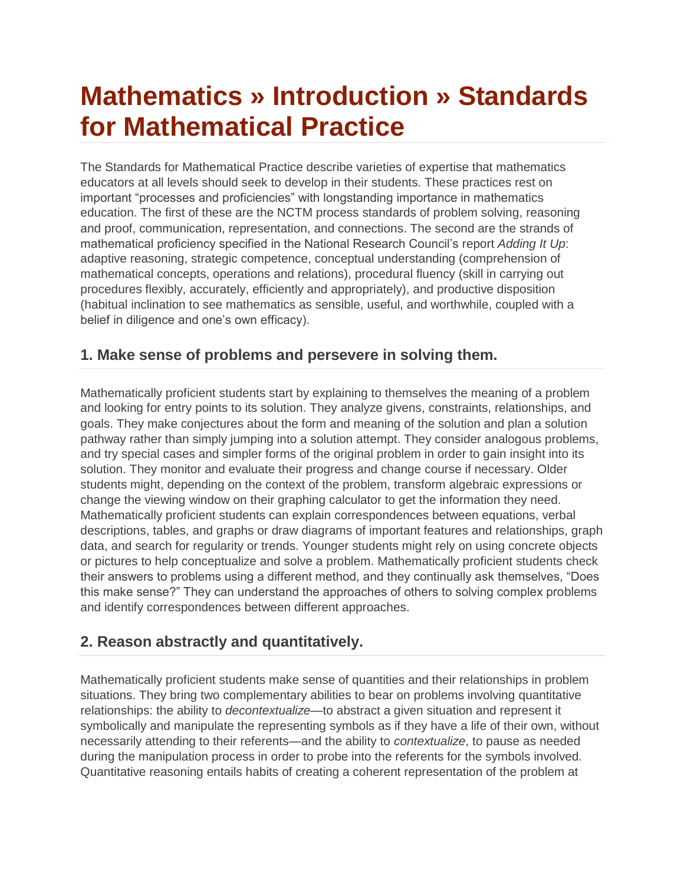# Mathematics » Introduction » Standards for Mathematical Practice

The Standards for Mathematical Practice describe varieties of expertise that mathematics educators at all levels should seek to develop in their students. These practices rest on important "processes and proficiencies" with longstanding importance in mathematics education. The first of these are the NCTM process standards of problem solving, reasoning and proof, communication, representation, and connections. The second are the strands of mathematical proficiency specified in the National Research Council's report *Adding It Up*: adaptive reasoning, strategic competence, conceptual understanding (comprehension of mathematical concepts, operations and relations), procedural fluency (skill in carrying out procedures flexibly, accurately, efficiently and appropriately), and productive disposition (habitual inclination to see mathematics as sensible, useful, and worthwhile, coupled with a belief in diligence and one's own efficacy).

## 1. Make sense of problems and persevere in solving them.

Mathematically proficient students start by explaining to themselves the meaning of a problem and looking for entry points to its solution. They analyze givens, constraints, relationships, and goals. They make conjectures about the form and meaning of the solution and plan a solution pathway rather than simply jumping into a solution attempt. They consider analogous problems, and try special cases and simpler forms of the original problem in order to gain insight into its solution. They monitor and evaluate their progress and change course if necessary. Older students might, depending on the context of the problem, transform algebraic expressions or change the viewing window on their graphing calculator to get the information they need. Mathematically proficient students can explain correspondences between equations, verbal descriptions, tables, and graphs or draw diagrams of important features and relationships, graph data, and search for regularity or trends. Younger students might rely on using concrete objects or pictures to help conceptualize and solve a problem. Mathematically proficient students check their answers to problems using a different method, and they continually ask themselves, "Does this make sense?" They can understand the approaches of others to solving complex problems and identify correspondences between different approaches.

## 2. Reason abstractly and quantitatively.

Mathematically proficient students make sense of quantities and their relationships in problem situations. They bring two complementary abilities to bear on problems involving quantitative relationships: the ability to *decontextualize*—to abstract a given situation and represent it symbolically and manipulate the representing symbols as if they have a life of their own, without necessarily attending to their referents—and the ability to *contextualize*, to pause as needed during the manipulation process in order to probe into the referents for the symbols involved. Quantitative reasoning entails habits of creating a coherent representation of the problem at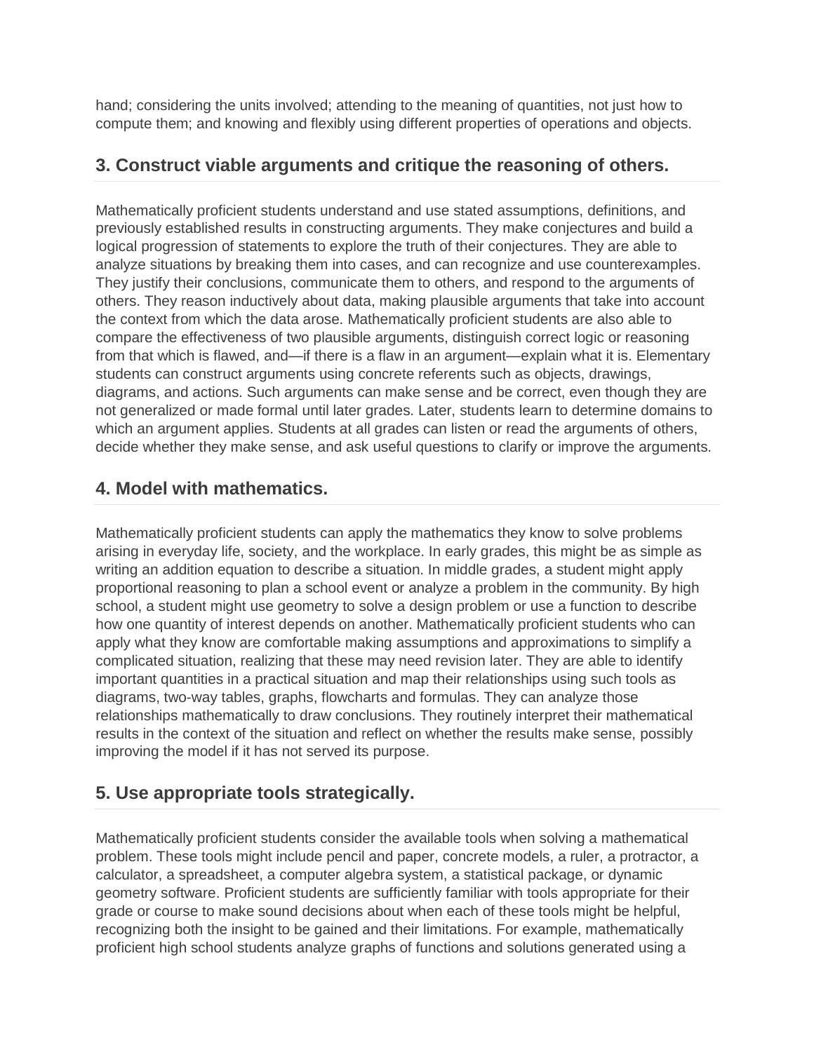hand; considering the units involved; attending to the meaning of quantities, not just how to compute them; and knowing and flexibly using different properties of operations and objects.

## 3. Construct viable arguments and critique the reasoning of others.

Mathematically proficient students understand and use stated assumptions, definitions, and previously established results in constructing arguments. They make conjectures and build a logical progression of statements to explore the truth of their conjectures. They are able to analyze situations by breaking them into cases, and can recognize and use counterexamples. They justify their conclusions, communicate them to others, and respond to the arguments of others. They reason inductively about data, making plausible arguments that take into account the context from which the data arose. Mathematically proficient students are also able to compare the effectiveness of two plausible arguments, distinguish correct logic or reasoning from that which is flawed, and—if there is a flaw in an argument—explain what it is. Elementary students can construct arguments using concrete referents such as objects, drawings, diagrams, and actions. Such arguments can make sense and be correct, even though they are not generalized or made formal until later grades. Later, students learn to determine domains to which an argument applies. Students at all grades can listen or read the arguments of others, decide whether they make sense, and ask useful questions to clarify or improve the arguments.

## 4. Model with mathematics.

Mathematically proficient students can apply the mathematics they know to solve problems arising in everyday life, society, and the workplace. In early grades, this might be as simple as writing an addition equation to describe a situation. In middle grades, a student might apply proportional reasoning to plan a school event or analyze a problem in the community. By high school, a student might use geometry to solve a design problem or use a function to describe how one quantity of interest depends on another. Mathematically proficient students who can apply what they know are comfortable making assumptions and approximations to simplify a complicated situation, realizing that these may need revision later. They are able to identify important quantities in a practical situation and map their relationships using such tools as diagrams, two-way tables, graphs, flowcharts and formulas. They can analyze those relationships mathematically to draw conclusions. They routinely interpret their mathematical results in the context of the situation and reflect on whether the results make sense, possibly improving the model if it has not served its purpose.

## 5. Use appropriate tools strategically.

Mathematically proficient students consider the available tools when solving a mathematical problem. These tools might include pencil and paper, concrete models, a ruler, a protractor, a calculator, a spreadsheet, a computer algebra system, a statistical package, or dynamic geometry software. Proficient students are sufficiently familiar with tools appropriate for their grade or course to make sound decisions about when each of these tools might be helpful, recognizing both the insight to be gained and their limitations. For example, mathematically proficient high school students analyze graphs of functions and solutions generated using a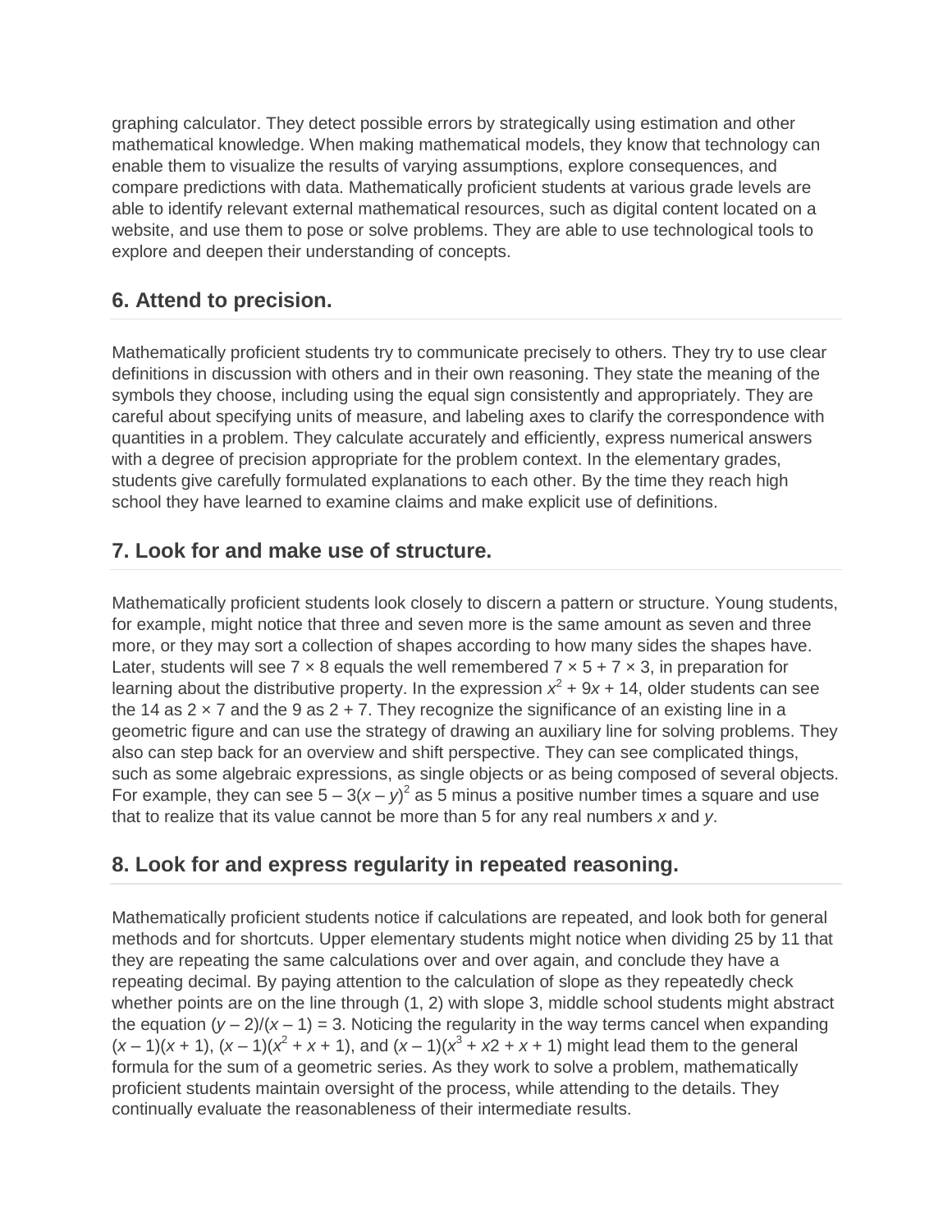graphing calculator. They detect possible errors by strategically using estimation and other mathematical knowledge. When making mathematical models, they know that technology can enable them to visualize the results of varying assumptions, explore consequences, and compare predictions with data. Mathematically proficient students at various grade levels are able to identify relevant external mathematical resources, such as digital content located on a website, and use them to pose or solve problems. They are able to use technological tools to explore and deepen their understanding of concepts.

## 6. Attend to precision.

Mathematically proficient students try to communicate precisely to others. They try to use clear definitions in discussion with others and in their own reasoning. They state the meaning of the symbols they choose, including using the equal sign consistently and appropriately. They are careful about specifying units of measure, and labeling axes to clarify the correspondence with quantities in a problem. They calculate accurately and efficiently, express numerical answers with a degree of precision appropriate for the problem context. In the elementary grades, students give carefully formulated explanations to each other. By the time they reach high school they have learned to examine claims and make explicit use of definitions.

## 7. Look for and make use of structure.

Mathematically proficient students look closely to discern a pattern or structure. Young students, for example, might notice that three and seven more is the same amount as seven and three more, or they may sort a collection of shapes according to how many sides the shapes have. Later, students will see $7 \times 8$ equals the well remembered $7 \times 5 + 7 \times 3$, in preparation for learning about the distributive property. In the expression $x^2 + 9x + 14$, older students can see the 14 as $2 \times 7$ and the 9 as $2 + 7$. They recognize the significance of an existing line in a geometric figure and can use the strategy of drawing an auxiliary line for solving problems. They also can step back for an overview and shift perspective. They can see complicated things, such as some algebraic expressions, as single objects or as being composed of several objects. For example, they can see $5 – 3(x – y)^2$ as 5 minus a positive number times a square and use that to realize that its value cannot be more than 5 for any real numbers $x$ and $y$.

## 8. Look for and express regularity in repeated reasoning.

Mathematically proficient students notice if calculations are repeated, and look both for general methods and for shortcuts. Upper elementary students might notice when dividing 25 by 11 that they are repeating the same calculations over and over again, and conclude they have a repeating decimal. By paying attention to the calculation of slope as they repeatedly check whether points are on the line through (1, 2) with slope 3, middle school students might abstract the equation $(y – 2)/(x – 1) = 3$. Noticing the regularity in the way terms cancel when expanding $(x – 1)(x + 1)$, $(x – 1)(x^2 + x + 1)$, and $(x – 1)(x^3 + x2 + x + 1)$ might lead them to the general formula for the sum of a geometric series. As they work to solve a problem, mathematically proficient students maintain oversight of the process, while attending to the details. They continually evaluate the reasonableness of their intermediate results.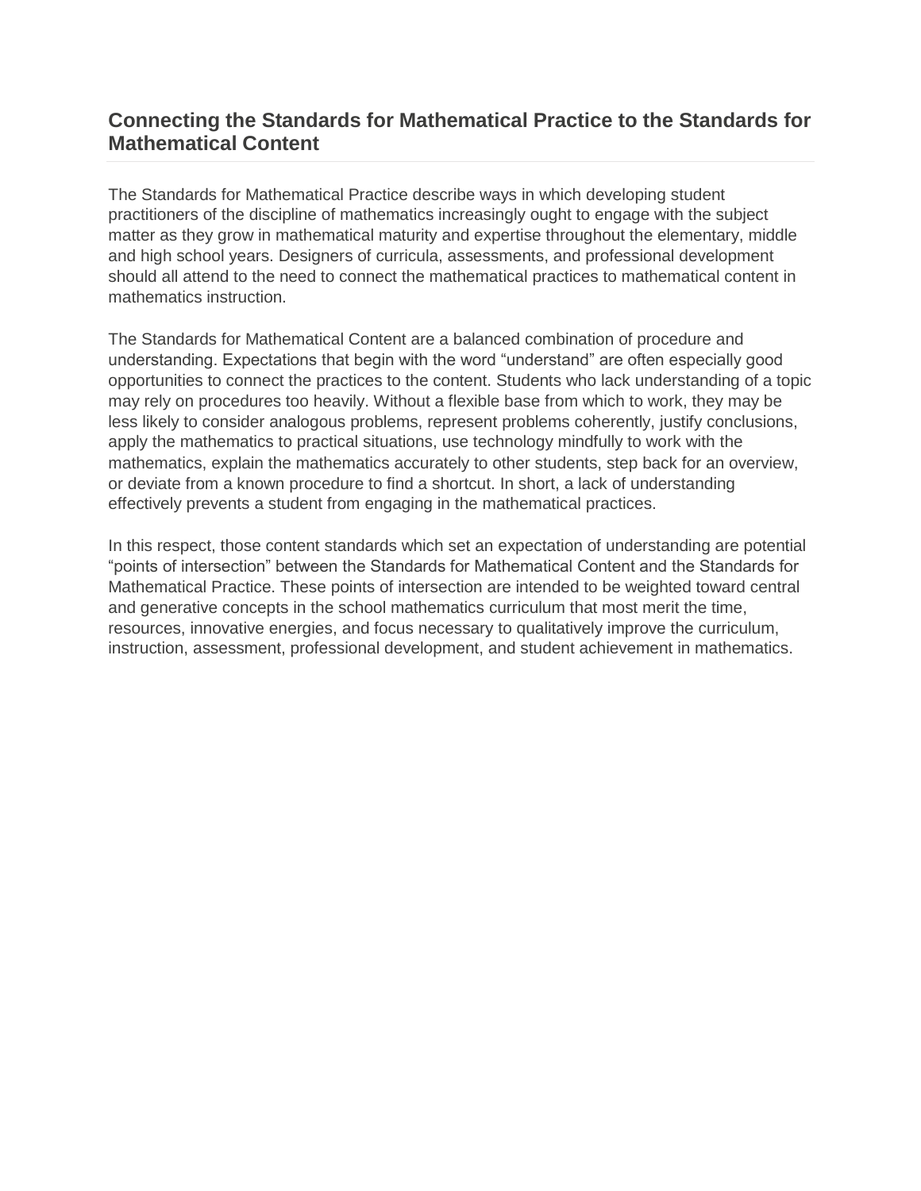## Connecting the Standards for Mathematical Practice to the Standards for Mathematical Content

The Standards for Mathematical Practice describe ways in which developing student practitioners of the discipline of mathematics increasingly ought to engage with the subject matter as they grow in mathematical maturity and expertise throughout the elementary, middle and high school years. Designers of curricula, assessments, and professional development should all attend to the need to connect the mathematical practices to mathematical content in mathematics instruction.

The Standards for Mathematical Content are a balanced combination of procedure and understanding. Expectations that begin with the word “understand” are often especially good opportunities to connect the practices to the content. Students who lack understanding of a topic may rely on procedures too heavily. Without a flexible base from which to work, they may be less likely to consider analogous problems, represent problems coherently, justify conclusions, apply the mathematics to practical situations, use technology mindfully to work with the mathematics, explain the mathematics accurately to other students, step back for an overview, or deviate from a known procedure to find a shortcut. In short, a lack of understanding effectively prevents a student from engaging in the mathematical practices.

In this respect, those content standards which set an expectation of understanding are potential “points of intersection” between the Standards for Mathematical Content and the Standards for Mathematical Practice. These points of intersection are intended to be weighted toward central and generative concepts in the school mathematics curriculum that most merit the time, resources, innovative energies, and focus necessary to qualitatively improve the curriculum, instruction, assessment, professional development, and student achievement in mathematics.